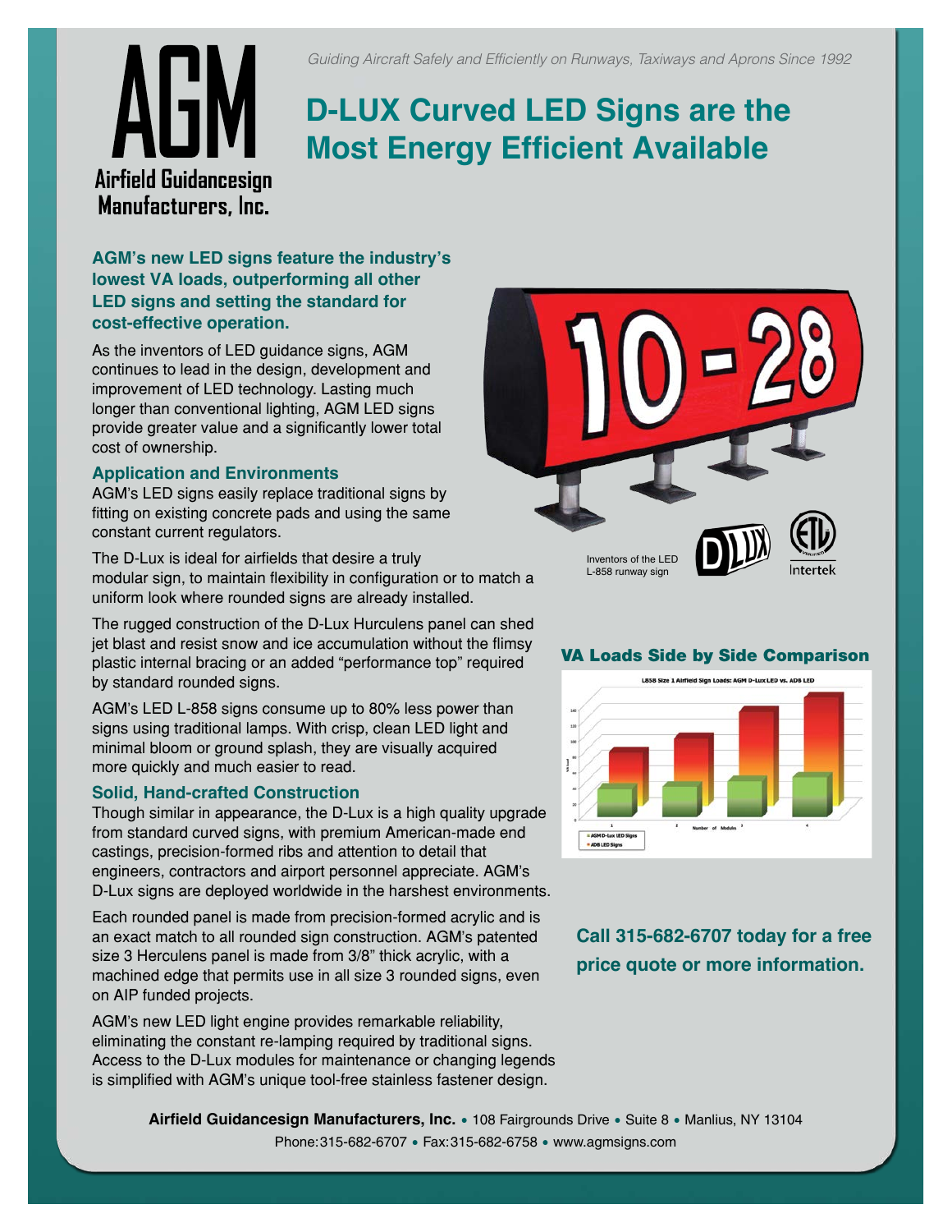AGM

Airfield Guidancesign Manufacturers, Inc.

*Guiding Aircraft Safely and Efficiently on Runways, Taxiways and Aprons Since 1992*

# D-LUX Curved LED Signs are the Most Energy Efficient Available

**AGM's new LED signs feature the industry's lowest VA loads, outperforming all other LED signs and setting the standard for cost-effective operation.**

As the inventors of LED guidance signs, AGM continues to lead in the design, development and improvement of LED technology. Lasting much longer than conventional lighting, AGM LED signs provide greater value and a significantly lower total cost of ownership.

### Application and Environments

AGM's LED signs easily replace traditional signs by fitting on existing concrete pads and using the same constant current regulators.

The D-Lux is ideal for airfields that desire a truly modular sign, to maintain flexibility in configuration or to match a uniform look where rounded signs are already installed.

The rugged construction of the D-Lux Hurculens panel can shed jet blast and resist snow and ice accumulation without the flimsy plastic internal bracing or an added "performance top" required by standard rounded signs.

AGM's LED L-858 signs consume up to 80% less power than signs using traditional lamps. With crisp, clean LED light and minimal bloom or ground splash, they are visually acquired more quickly and much easier to read.

### Solid, Hand-crafted Construction

Though similar in appearance, the D-Lux is a high quality upgrade from standard curved signs, with premium American-made end castings, precision-formed ribs and attention to detail that engineers, contractors and airport personnel appreciate. AGM's D-Lux signs are deployed worldwide in the harshest environments.

Each rounded panel is made from precision-formed acrylic and is an exact match to all rounded sign construction. AGM's patented size 3 Herculens panel is made from 3/8" thick acrylic, with a machined edge that permits use in all size 3 rounded signs, even on AIP funded projects.

AGM's new LED light engine provides remarkable reliability, eliminating the constant re-lamping required by traditional signs. Access to the D-Lux modules for maintenance or changing legends is simplified with AGM's unique tool-free stainless fastener design.

Inventors of the LED L-858 runway sign

### VA Loads Side by Side Comparison

L858 Size 1 Airfield Sign Loads: AGM D-Lux LED vs. ADB LED

**Call 315-682-6707 today for a free price quote or more information.**

**Airfield Guidancesign Manufacturers, Inc.** • 108 Fairgrounds Drive • Suite 8 • Manlius, NY 13104
Phone: 315-682-6707 • Fax: 315-682-6758 • www.agmsigns.com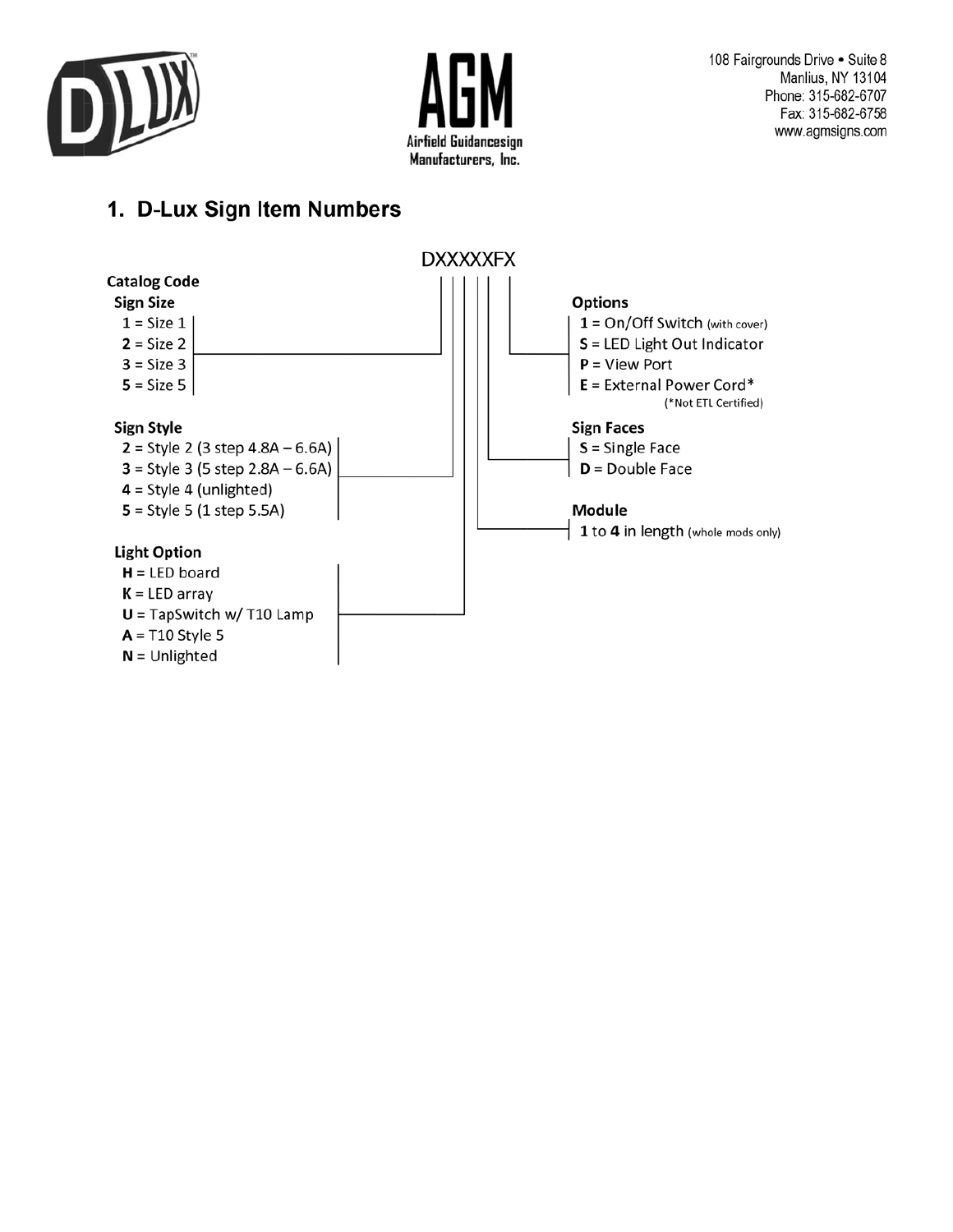108 Fairgrounds Drive • Suite 8
Manlius, NY 13104
Phone: 315-682-6707
Fax: 315-682-6758
www.agmsigns.com

## 1. D-Lux Sign Item Numbers

DXXXXXFX

**Catalog Code**

**Sign Size**
- **1** = Size 1
- **2** = Size 2
- **3** = Size 3
- **5** = Size 5

**Sign Style**
- **2** = Style 2 (3 step 4.8A – 6.6A)
- **3** = Style 3 (5 step 2.8A – 6.6A)
- **4** = Style 4 (unlighted)
- **5** = Style 5 (1 step 5.5A)

**Light Option**
- **H** = LED board
- **K** = LED array
- **U** = TapSwitch w/ T10 Lamp
- **A** = T10 Style 5
- **N** = Unlighted

**Module**
- **1** to **4** in length (whole mods only)

**Sign Faces**
- **S** = Single Face
- **D** = Double Face

**Options**
- **1** = On/Off Switch (with cover)
- **S** = LED Light Out Indicator
- **P** = View Port
- **E** = External Power Cord*

(*Not ETL Certified)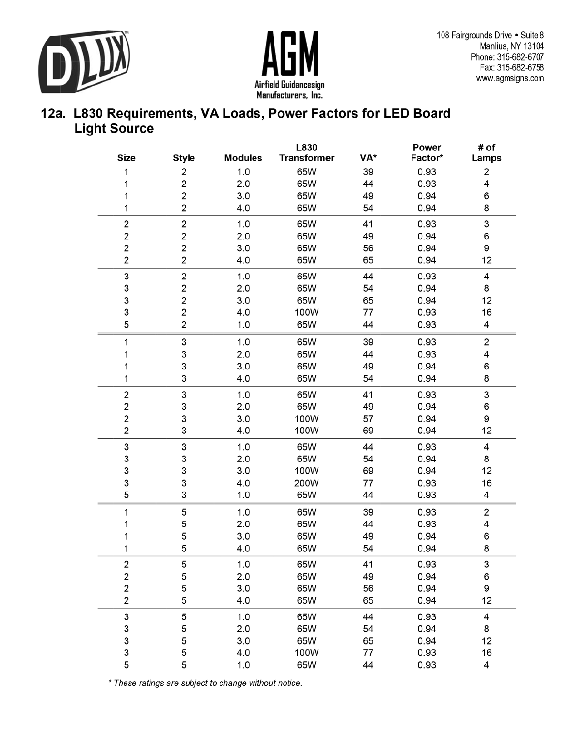D LUX™

**AGM**
Airfield Guidancesign Manufacturers, Inc.

108 Fairgrounds Drive • Suite 8
Manlius, NY 13104
Phone: 315-682-6707
Fax: 315-682-6758
www.agmsigns.com

## 12a. L830 Requirements, VA Loads, Power Factors for LED Board Light Source

| Size | Style | Modules | L830 Transformer | VA* | Power Factor* | # of Lamps |
|---|---|---|---|---|---|---|
| 1 | 2 | 1.0 | 65W | 39 | 0.93 | 2 |
| 1 | 2 | 2.0 | 65W | 44 | 0.93 | 4 |
| 1 | 2 | 3.0 | 65W | 49 | 0.94 | 6 |
| 1 | 2 | 4.0 | 65W | 54 | 0.94 | 8 |
| 2 | 2 | 1.0 | 65W | 41 | 0.93 | 3 |
| 2 | 2 | 2.0 | 65W | 49 | 0.94 | 6 |
| 2 | 2 | 3.0 | 65W | 56 | 0.94 | 9 |
| 2 | 2 | 4.0 | 65W | 65 | 0.94 | 12 |
| 3 | 2 | 1.0 | 65W | 44 | 0.93 | 4 |
| 3 | 2 | 2.0 | 65W | 54 | 0.94 | 8 |
| 3 | 2 | 3.0 | 65W | 65 | 0.94 | 12 |
| 3 | 2 | 4.0 | 100W | 77 | 0.93 | 16 |
| 5 | 2 | 1.0 | 65W | 44 | 0.93 | 4 |
| 1 | 3 | 1.0 | 65W | 39 | 0.93 | 2 |
| 1 | 3 | 2.0 | 65W | 44 | 0.93 | 4 |
| 1 | 3 | 3.0 | 65W | 49 | 0.94 | 6 |
| 1 | 3 | 4.0 | 65W | 54 | 0.94 | 8 |
| 2 | 3 | 1.0 | 65W | 41 | 0.93 | 3 |
| 2 | 3 | 2.0 | 65W | 49 | 0.94 | 6 |
| 2 | 3 | 3.0 | 100W | 57 | 0.94 | 9 |
| 2 | 3 | 4.0 | 100W | 69 | 0.94 | 12 |
| 3 | 3 | 1.0 | 65W | 44 | 0.93 | 4 |
| 3 | 3 | 2.0 | 65W | 54 | 0.94 | 8 |
| 3 | 3 | 3.0 | 100W | 69 | 0.94 | 12 |
| 3 | 3 | 4.0 | 200W | 77 | 0.93 | 16 |
| 5 | 3 | 1.0 | 65W | 44 | 0.93 | 4 |
| 1 | 5 | 1.0 | 65W | 39 | 0.93 | 2 |
| 1 | 5 | 2.0 | 65W | 44 | 0.93 | 4 |
| 1 | 5 | 3.0 | 65W | 49 | 0.94 | 6 |
| 1 | 5 | 4.0 | 65W | 54 | 0.94 | 8 |
| 2 | 5 | 1.0 | 65W | 41 | 0.93 | 3 |
| 2 | 5 | 2.0 | 65W | 49 | 0.94 | 6 |
| 2 | 5 | 3.0 | 65W | 56 | 0.94 | 9 |
| 2 | 5 | 4.0 | 65W | 65 | 0.94 | 12 |
| 3 | 5 | 1.0 | 65W | 44 | 0.93 | 4 |
| 3 | 5 | 2.0 | 65W | 54 | 0.94 | 8 |
| 3 | 5 | 3.0 | 65W | 65 | 0.94 | 12 |
| 3 | 5 | 4.0 | 100W | 77 | 0.93 | 16 |
| 5 | 5 | 1.0 | 65W | 44 | 0.93 | 4 |

*\* These ratings are subject to change without notice.*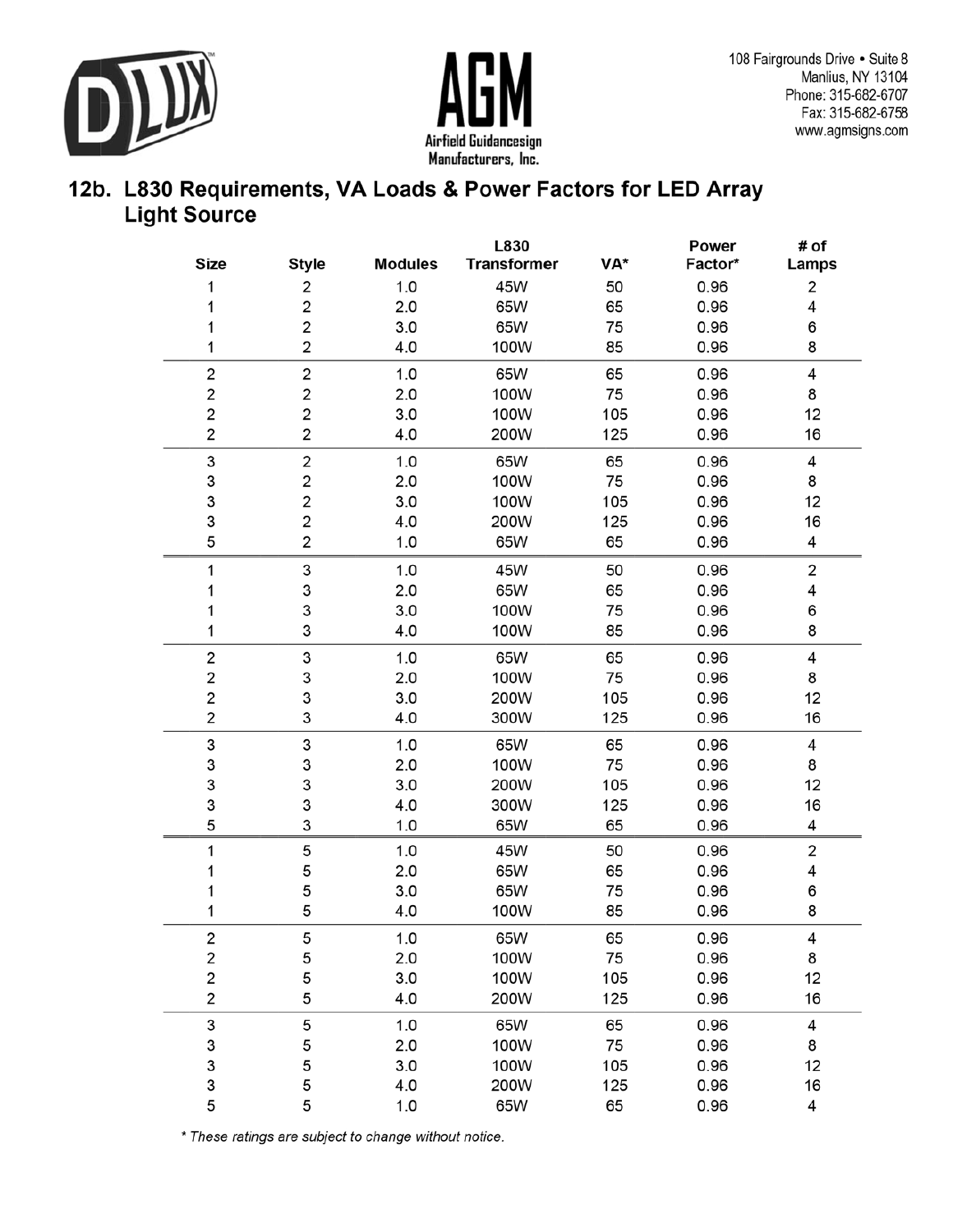D LUX™

AGM
Airfield Guidancesign
Manufacturers, Inc.

108 Fairgrounds Drive • Suite 8
Manlius, NY 13104
Phone: 315-682-6707
Fax: 315-682-6758
www.agmsigns.com

## 12b. L830 Requirements, VA Loads & Power Factors for LED Array Light Source

| Size | Style | Modules | L830 Transformer | VA* | Power Factor* | # of Lamps |
|---|---|---|---|---|---|---|
| 1 | 2 | 1.0 | 45W | 50 | 0.96 | 2 |
| 1 | 2 | 2.0 | 65W | 65 | 0.96 | 4 |
| 1 | 2 | 3.0 | 65W | 75 | 0.96 | 6 |
| 1 | 2 | 4.0 | 100W | 85 | 0.96 | 8 |
| 2 | 2 | 1.0 | 65W | 65 | 0.96 | 4 |
| 2 | 2 | 2.0 | 100W | 75 | 0.96 | 8 |
| 2 | 2 | 3.0 | 100W | 105 | 0.96 | 12 |
| 2 | 2 | 4.0 | 200W | 125 | 0.96 | 16 |
| 3 | 2 | 1.0 | 65W | 65 | 0.96 | 4 |
| 3 | 2 | 2.0 | 100W | 75 | 0.96 | 8 |
| 3 | 2 | 3.0 | 100W | 105 | 0.96 | 12 |
| 3 | 2 | 4.0 | 200W | 125 | 0.96 | 16 |
| 5 | 2 | 1.0 | 65W | 65 | 0.96 | 4 |
| 1 | 3 | 1.0 | 45W | 50 | 0.96 | 2 |
| 1 | 3 | 2.0 | 65W | 65 | 0.96 | 4 |
| 1 | 3 | 3.0 | 100W | 75 | 0.96 | 6 |
| 1 | 3 | 4.0 | 100W | 85 | 0.96 | 8 |
| 2 | 3 | 1.0 | 65W | 65 | 0.96 | 4 |
| 2 | 3 | 2.0 | 100W | 75 | 0.96 | 8 |
| 2 | 3 | 3.0 | 200W | 105 | 0.96 | 12 |
| 2 | 3 | 4.0 | 300W | 125 | 0.96 | 16 |
| 3 | 3 | 1.0 | 65W | 65 | 0.96 | 4 |
| 3 | 3 | 2.0 | 100W | 75 | 0.96 | 8 |
| 3 | 3 | 3.0 | 200W | 105 | 0.96 | 12 |
| 3 | 3 | 4.0 | 300W | 125 | 0.96 | 16 |
| 5 | 3 | 1.0 | 65W | 65 | 0.96 | 4 |
| 1 | 5 | 1.0 | 45W | 50 | 0.96 | 2 |
| 1 | 5 | 2.0 | 65W | 65 | 0.96 | 4 |
| 1 | 5 | 3.0 | 65W | 75 | 0.96 | 6 |
| 1 | 5 | 4.0 | 100W | 85 | 0.96 | 8 |
| 2 | 5 | 1.0 | 65W | 65 | 0.96 | 4 |
| 2 | 5 | 2.0 | 100W | 75 | 0.96 | 8 |
| 2 | 5 | 3.0 | 100W | 105 | 0.96 | 12 |
| 2 | 5 | 4.0 | 200W | 125 | 0.96 | 16 |
| 3 | 5 | 1.0 | 65W | 65 | 0.96 | 4 |
| 3 | 5 | 2.0 | 100W | 75 | 0.96 | 8 |
| 3 | 5 | 3.0 | 100W | 105 | 0.96 | 12 |
| 3 | 5 | 4.0 | 200W | 125 | 0.96 | 16 |
| 5 | 5 | 1.0 | 65W | 65 | 0.96 | 4 |

*\* These ratings are subject to change without notice.*